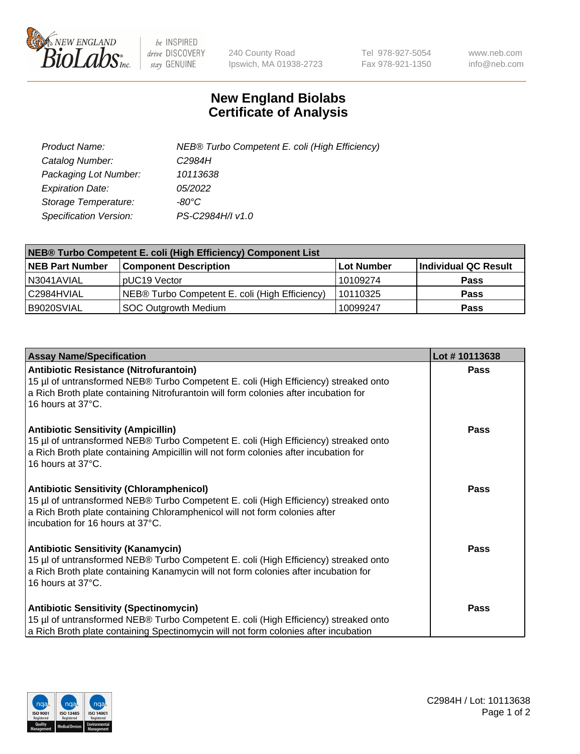# New England Biolabs
# Certificate of Analysis

| | |
|---|---|
| *Product Name:* | *NEB® Turbo Competent E. coli (High Efficiency)* |
| *Catalog Number:* | *C2984H* |
| *Packaging Lot Number:* | *10113638* |
| *Expiration Date:* | *05/2022* |
| *Storage Temperature:* | *-80°C* |
| *Specification Version:* | *PS-C2984H/I v1.0* |

| NEB® Turbo Competent E. coli (High Efficiency) Component List | | | |
|---|---|---|---|
| **NEB Part Number** | **Component Description** | **Lot Number** | **Individual QC Result** |
| N3041AVIAL | pUC19 Vector | 10109274 | **Pass** |
| C2984HVIAL | NEB® Turbo Competent E. coli (High Efficiency) | 10110325 | **Pass** |
| B9020SVIAL | SOC Outgrowth Medium | 10099247 | **Pass** |

| Assay Name/Specification | Lot # 10113638 |
|---|---|
| **Antibiotic Resistance (Nitrofurantoin)** 15 µl of untransformed NEB® Turbo Competent E. coli (High Efficiency) streaked onto a Rich Broth plate containing Nitrofurantoin will form colonies after incubation for 16 hours at 37°C. | **Pass** |
| **Antibiotic Sensitivity (Ampicillin)** 15 µl of untransformed NEB® Turbo Competent E. coli (High Efficiency) streaked onto a Rich Broth plate containing Ampicillin will not form colonies after incubation for 16 hours at 37°C. | **Pass** |
| **Antibiotic Sensitivity (Chloramphenicol)** 15 µl of untransformed NEB® Turbo Competent E. coli (High Efficiency) streaked onto a Rich Broth plate containing Chloramphenicol will not form colonies after incubation for 16 hours at 37°C. | **Pass** |
| **Antibiotic Sensitivity (Kanamycin)** 15 µl of untransformed NEB® Turbo Competent E. coli (High Efficiency) streaked onto a Rich Broth plate containing Kanamycin will not form colonies after incubation for 16 hours at 37°C. | **Pass** |
| **Antibiotic Sensitivity (Spectinomycin)** 15 µl of untransformed NEB® Turbo Competent E. coli (High Efficiency) streaked onto a Rich Broth plate containing Spectinomycin will not form colonies after incubation | **Pass** |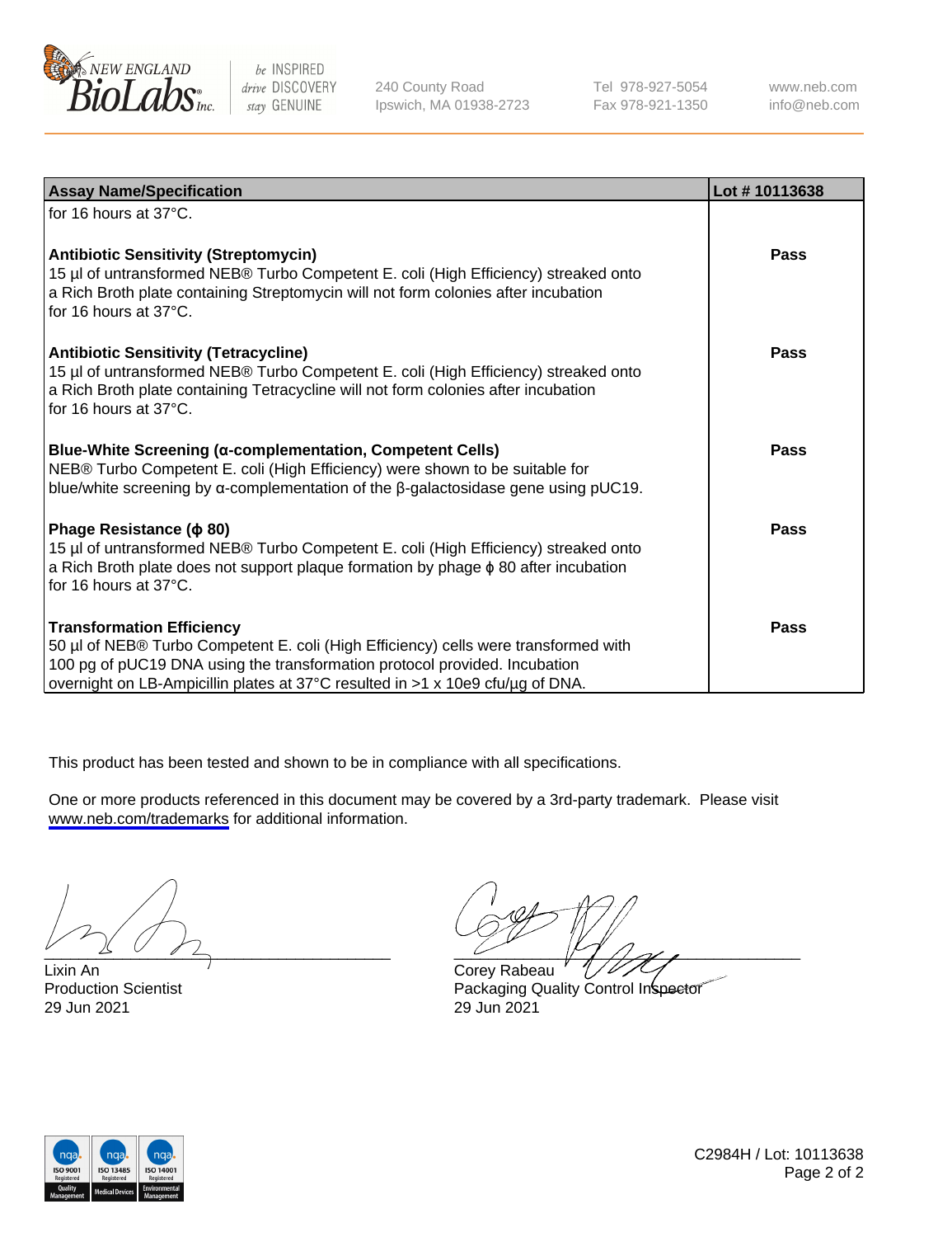| Assay Name/Specification | Lot # 10113638 |
|---|---|
| for 16 hours at 37°C. | |
| **Antibiotic Sensitivity (Streptomycin)**<br>15 µl of untransformed NEB® Turbo Competent E. coli (High Efficiency) streaked onto a Rich Broth plate containing Streptomycin will not form colonies after incubation for 16 hours at 37°C. | **Pass** |
| **Antibiotic Sensitivity (Tetracycline)**<br>15 µl of untransformed NEB® Turbo Competent E. coli (High Efficiency) streaked onto a Rich Broth plate containing Tetracycline will not form colonies after incubation for 16 hours at 37°C. | **Pass** |
| **Blue-White Screening (α-complementation, Competent Cells)**<br>NEB® Turbo Competent E. coli (High Efficiency) were shown to be suitable for blue/white screening by α-complementation of the β-galactosidase gene using pUC19. | **Pass** |
| **Phage Resistance (ϕ 80)**<br>15 µl of untransformed NEB® Turbo Competent E. coli (High Efficiency) streaked onto a Rich Broth plate does not support plaque formation by phage ϕ 80 after incubation for 16 hours at 37°C. | **Pass** |
| **Transformation Efficiency**<br>50 µl of NEB® Turbo Competent E. coli (High Efficiency) cells were transformed with 100 pg of pUC19 DNA using the transformation protocol provided. Incubation overnight on LB-Ampicillin plates at 37°C resulted in >1 x 10e9 cfu/µg of DNA. | **Pass** |

This product has been tested and shown to be in compliance with all specifications.

One or more products referenced in this document may be covered by a 3rd-party trademark. Please visit www.neb.com/trademarks for additional information.

Lixin An
Production Scientist
29 Jun 2021

Corey Rabeau
Packaging Quality Control Inspector
29 Jun 2021

C2984H / Lot: 10113638